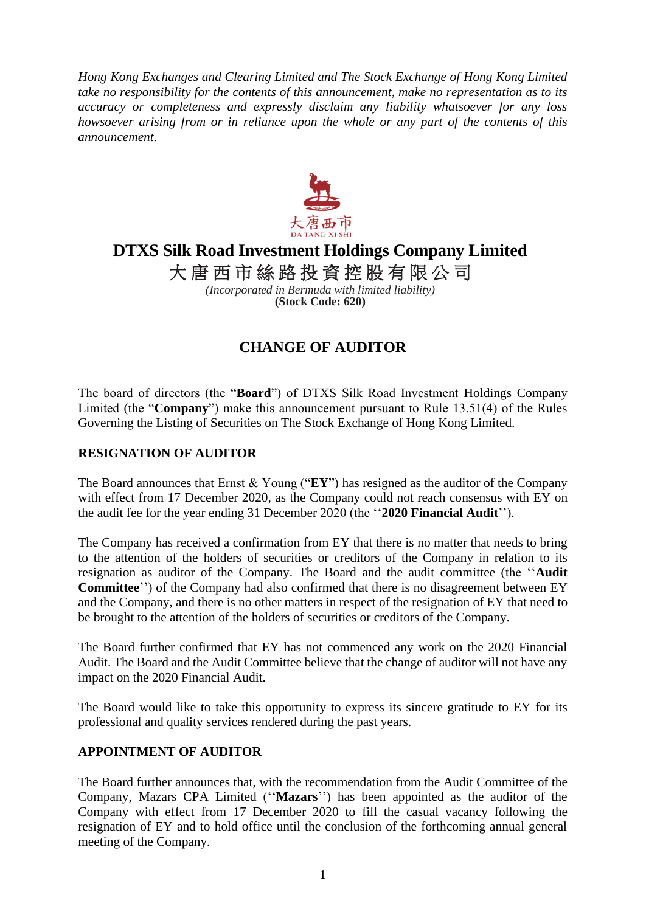*Hong Kong Exchanges and Clearing Limited and The Stock Exchange of Hong Kong Limited take no responsibility for the contents of this announcement, make no representation as to its accuracy or completeness and expressly disclaim any liability whatsoever for any loss howsoever arising from or in reliance upon the whole or any part of the contents of this announcement.*

# DTXS Silk Road Investment Holdings Company Limited
# 大唐西市絲路投資控股有限公司

*(Incorporated in Bermuda with limited liability)*
**(Stock Code: 620)**

## CHANGE OF AUDITOR

The board of directors (the "**Board**") of DTXS Silk Road Investment Holdings Company Limited (the "**Company**") make this announcement pursuant to Rule 13.51(4) of the Rules Governing the Listing of Securities on The Stock Exchange of Hong Kong Limited.

### RESIGNATION OF AUDITOR

The Board announces that Ernst & Young ("**EY**") has resigned as the auditor of the Company with effect from 17 December 2020, as the Company could not reach consensus with EY on the audit fee for the year ending 31 December 2020 (the ''**2020 Financial Audit**'').

The Company has received a confirmation from EY that there is no matter that needs to bring to the attention of the holders of securities or creditors of the Company in relation to its resignation as auditor of the Company. The Board and the audit committee (the ''**Audit Committee**'') of the Company had also confirmed that there is no disagreement between EY and the Company, and there is no other matters in respect of the resignation of EY that need to be brought to the attention of the holders of securities or creditors of the Company.

The Board further confirmed that EY has not commenced any work on the 2020 Financial Audit. The Board and the Audit Committee believe that the change of auditor will not have any impact on the 2020 Financial Audit.

The Board would like to take this opportunity to express its sincere gratitude to EY for its professional and quality services rendered during the past years.

### APPOINTMENT OF AUDITOR

The Board further announces that, with the recommendation from the Audit Committee of the Company, Mazars CPA Limited (''**Mazars**'') has been appointed as the auditor of the Company with effect from 17 December 2020 to fill the casual vacancy following the resignation of EY and to hold office until the conclusion of the forthcoming annual general meeting of the Company.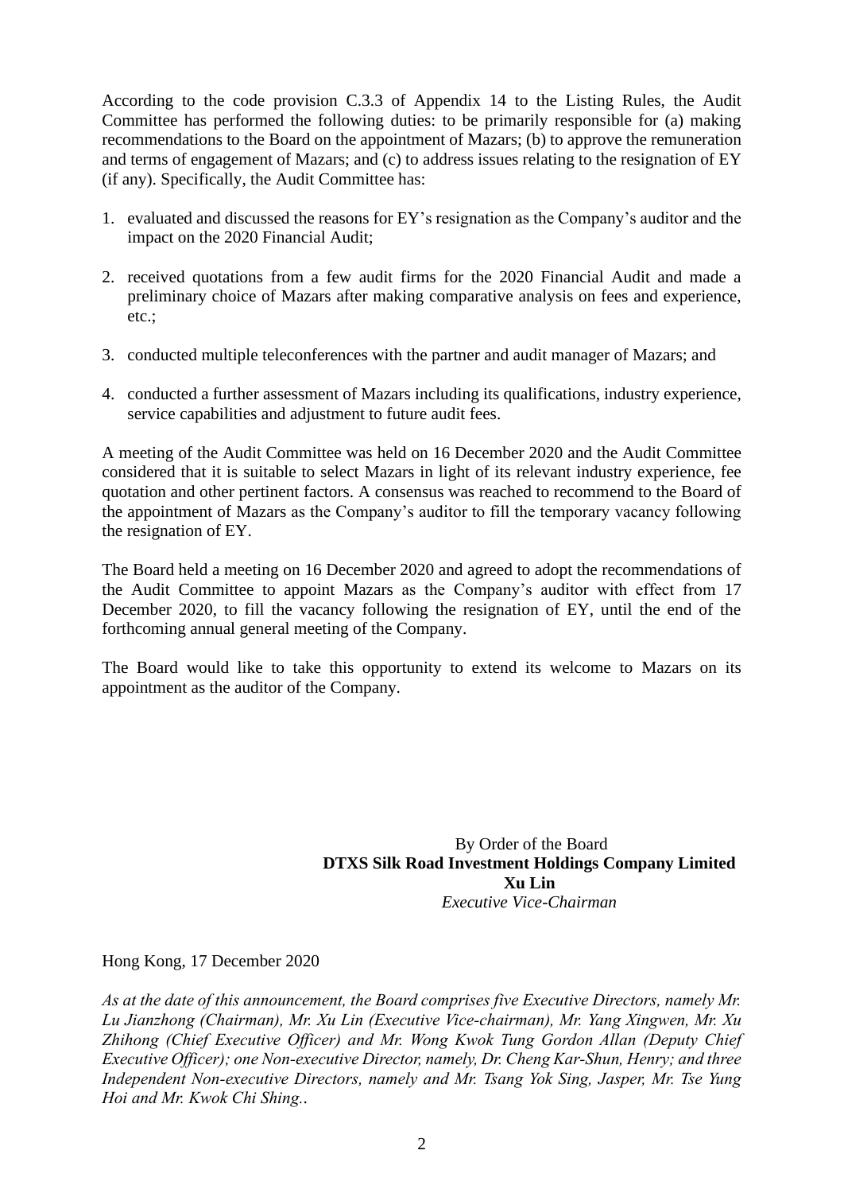According to the code provision C.3.3 of Appendix 14 to the Listing Rules, the Audit Committee has performed the following duties: to be primarily responsible for (a) making recommendations to the Board on the appointment of Mazars; (b) to approve the remuneration and terms of engagement of Mazars; and (c) to address issues relating to the resignation of EY (if any). Specifically, the Audit Committee has:

1. evaluated and discussed the reasons for EY's resignation as the Company's auditor and the impact on the 2020 Financial Audit;

2. received quotations from a few audit firms for the 2020 Financial Audit and made a preliminary choice of Mazars after making comparative analysis on fees and experience, etc.;

3. conducted multiple teleconferences with the partner and audit manager of Mazars; and

4. conducted a further assessment of Mazars including its qualifications, industry experience, service capabilities and adjustment to future audit fees.

A meeting of the Audit Committee was held on 16 December 2020 and the Audit Committee considered that it is suitable to select Mazars in light of its relevant industry experience, fee quotation and other pertinent factors. A consensus was reached to recommend to the Board of the appointment of Mazars as the Company's auditor to fill the temporary vacancy following the resignation of EY.

The Board held a meeting on 16 December 2020 and agreed to adopt the recommendations of the Audit Committee to appoint Mazars as the Company's auditor with effect from 17 December 2020, to fill the vacancy following the resignation of EY, until the end of the forthcoming annual general meeting of the Company.

The Board would like to take this opportunity to extend its welcome to Mazars on its appointment as the auditor of the Company.

By Order of the Board
**DTXS Silk Road Investment Holdings Company Limited**
**Xu Lin**
*Executive Vice-Chairman*

Hong Kong, 17 December 2020

*As at the date of this announcement, the Board comprises five Executive Directors, namely Mr. Lu Jianzhong (Chairman), Mr. Xu Lin (Executive Vice-chairman), Mr. Yang Xingwen, Mr. Xu Zhihong (Chief Executive Officer) and Mr. Wong Kwok Tung Gordon Allan (Deputy Chief Executive Officer); one Non-executive Director, namely, Dr. Cheng Kar-Shun, Henry; and three Independent Non-executive Directors, namely and Mr. Tsang Yok Sing, Jasper, Mr. Tse Yung Hoi and Mr. Kwok Chi Shing..*